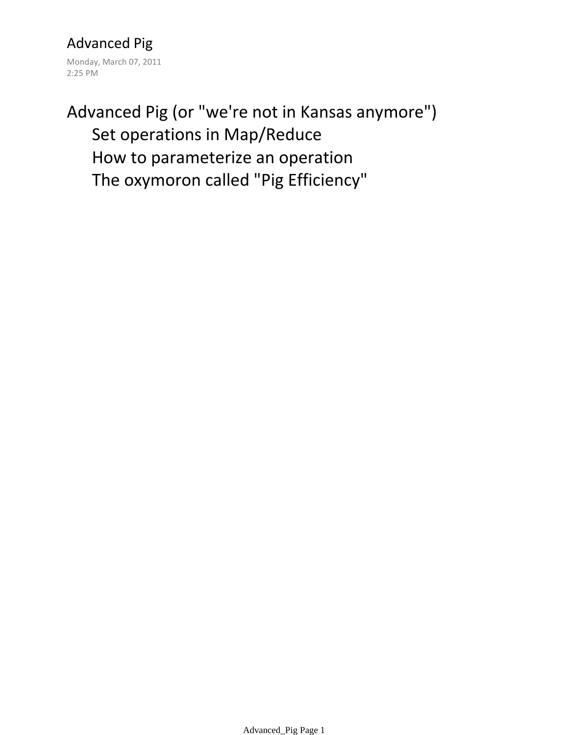# Advanced Pig

Monday, March 07, 2011
2:25 PM

Advanced Pig (or "we're not in Kansas anymore")

- Set operations in Map/Reduce
- How to parameterize an operation
- The oxymoron called "Pig Efficiency"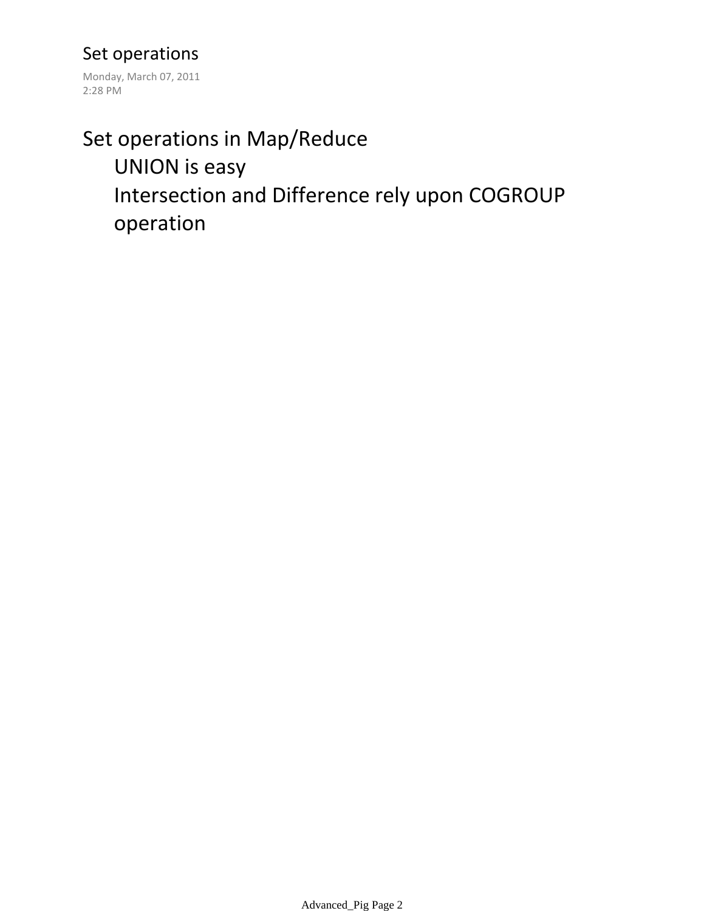# Set operations

Monday, March 07, 2011
2:28 PM

Set operations in Map/Reduce

- UNION is easy
- Intersection and Difference rely upon COGROUP operation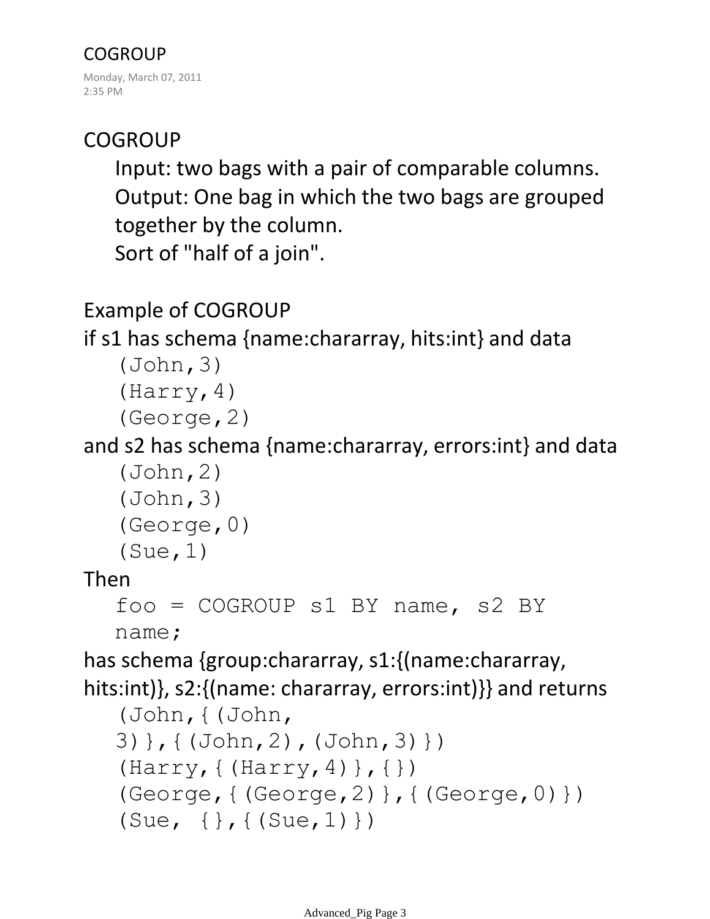# COGROUP

Monday, March 07, 2011
2:35 PM

## COGROUP

Input: two bags with a pair of comparable columns.
Output: One bag in which the two bags are grouped together by the column.
Sort of "half of a join".

Example of COGROUP
if s1 has schema {name:chararray, hits:int} and data

```
(John,3)
(Harry,4)
(George,2)
```

and s2 has schema {name:chararray, errors:int} and data

```
(John,2)
(John,3)
(George,0)
(Sue,1)
```

Then

```
foo = COGROUP s1 BY name, s2 BY
name;
```

has schema {group:chararray, s1:{(name:chararray, hits:int)}, s2:{(name: chararray, errors:int)}} and returns

```
(John,{(John,
3)},{(John,2),(John,3)})
(Harry,{(Harry,4)},{})
(George,{(George,2)},{(George,0)})
(Sue, {},{(Sue,1)})
```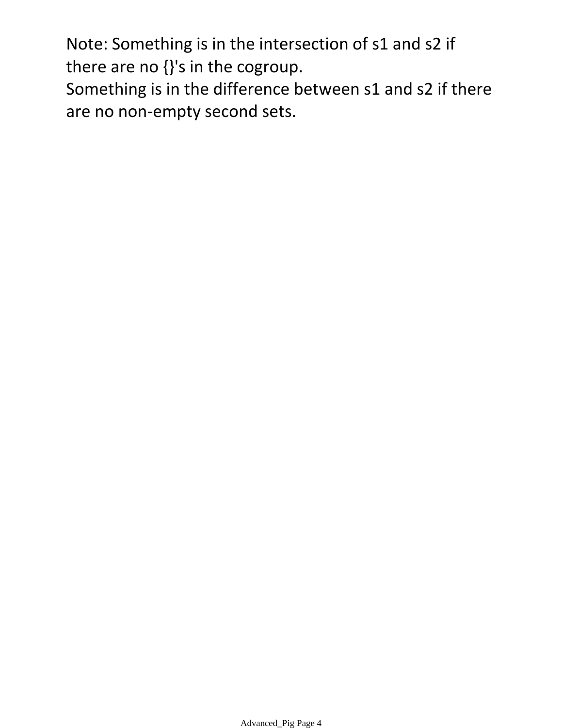Note: Something is in the intersection of s1 and s2 if there are no {}'s in the cogroup.
Something is in the difference between s1 and s2 if there are no non-empty second sets.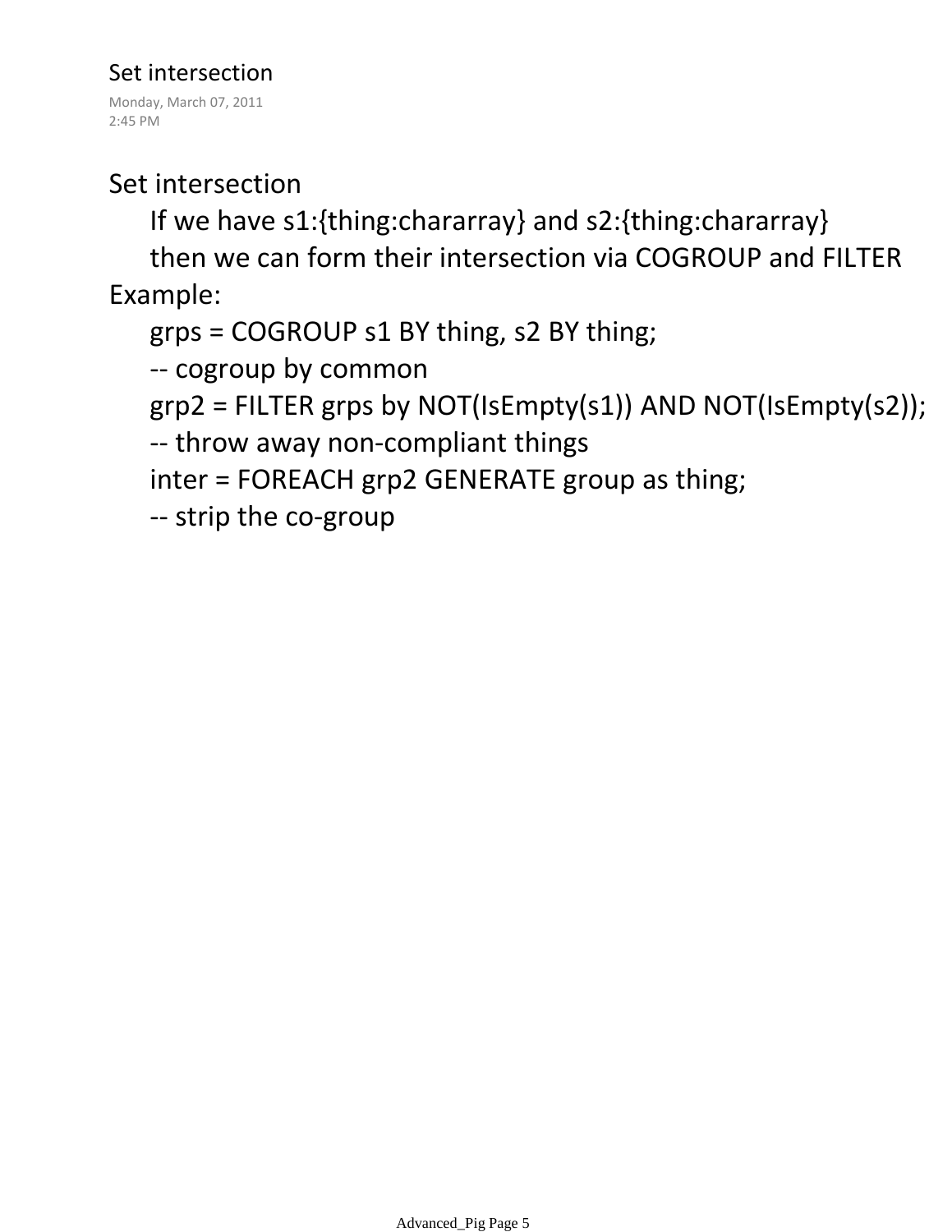# Set intersection

Monday, March 07, 2011
2:45 PM

Set intersection

If we have s1:{thing:chararray} and s2:{thing:chararray}
then we can form their intersection via COGROUP and FILTER

Example:

```
grps = COGROUP s1 BY thing, s2 BY thing;
-- cogroup by common
grp2 = FILTER grps by NOT(IsEmpty(s1)) AND NOT(IsEmpty(s2));
-- throw away non-compliant things
inter = FOREACH grp2 GENERATE group as thing;
-- strip the co-group
```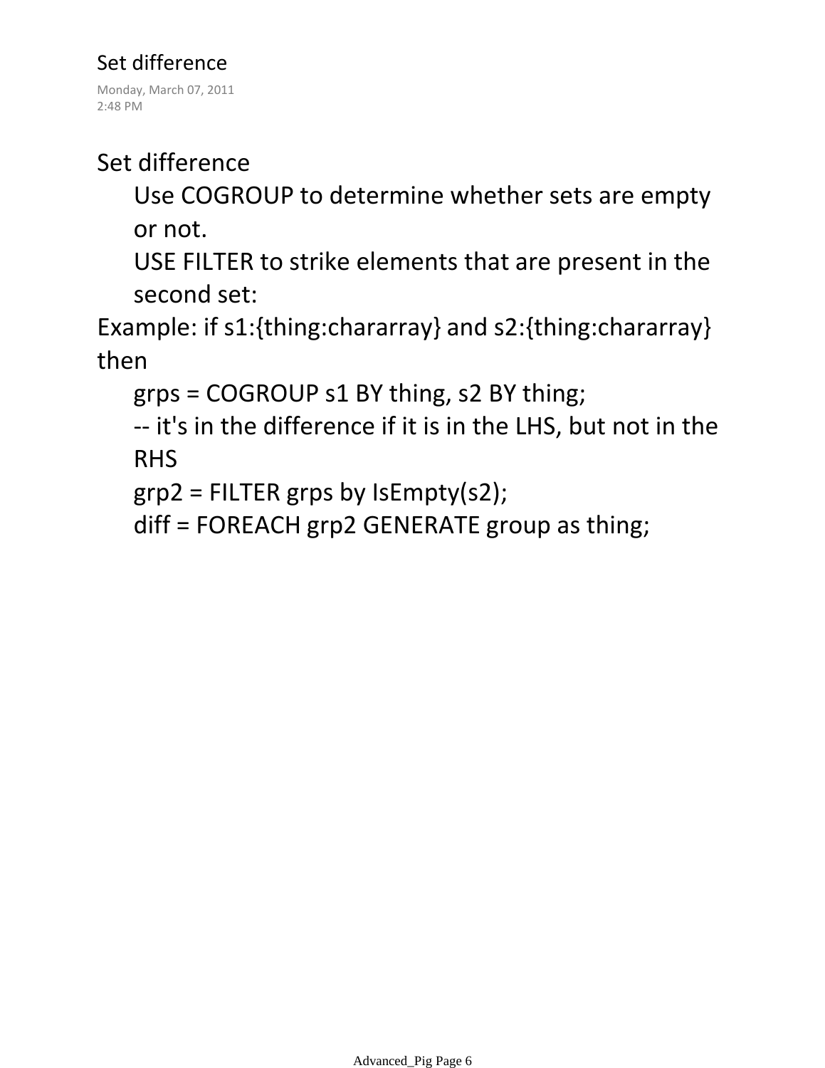# Set difference

Monday, March 07, 2011
2:48 PM

Set difference

- Use COGROUP to determine whether sets are empty or not.
- USE FILTER to strike elements that are present in the second set:

Example: if s1:{thing:chararray} and s2:{thing:chararray} then

```
grps = COGROUP s1 BY thing, s2 BY thing;
-- it's in the difference if it is in the LHS, but not in the RHS
grp2 = FILTER grps by IsEmpty(s2);
diff = FOREACH grp2 GENERATE group as thing;
```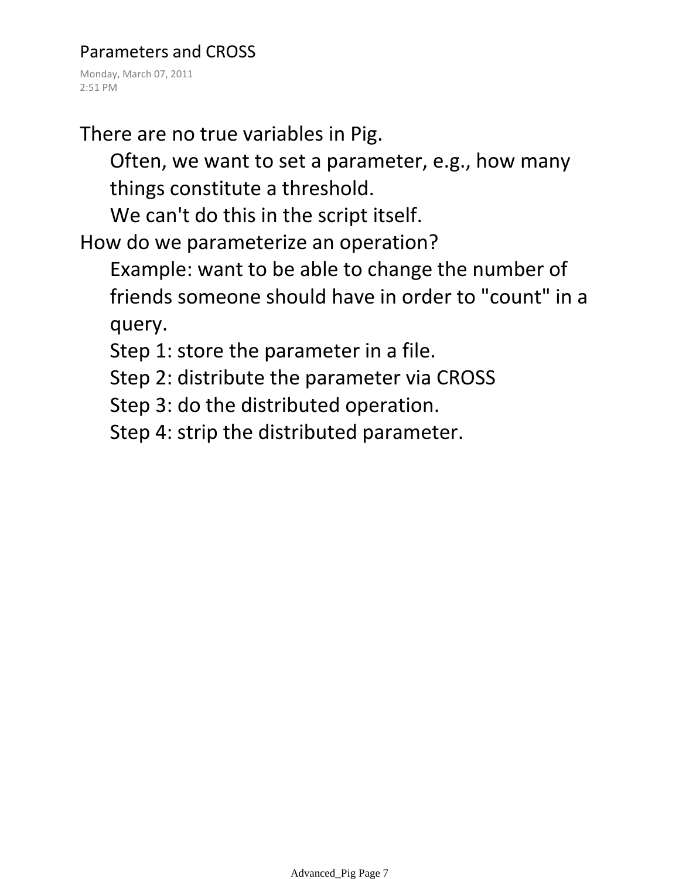# Parameters and CROSS

Monday, March 07, 2011
2:51 PM

There are no true variables in Pig.

- Often, we want to set a parameter, e.g., how many things constitute a threshold.
- We can't do this in the script itself.

How do we parameterize an operation?

- Example: want to be able to change the number of friends someone should have in order to "count" in a query.
- Step 1: store the parameter in a file.
- Step 2: distribute the parameter via CROSS
- Step 3: do the distributed operation.
- Step 4: strip the distributed parameter.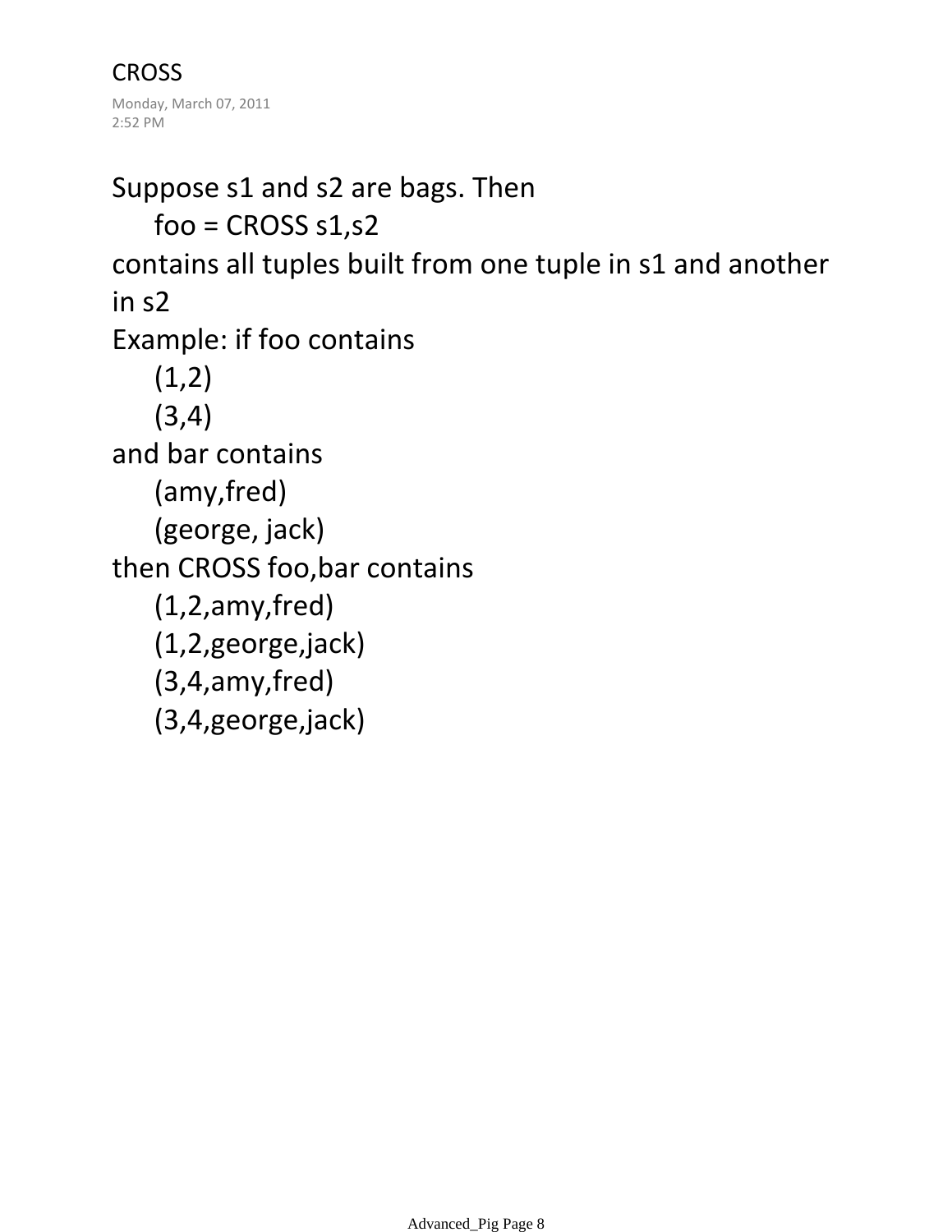# CROSS

Monday, March 07, 2011
2:52 PM

Suppose s1 and s2 are bags. Then

```
foo = CROSS s1,s2
```

contains all tuples built from one tuple in s1 and another in s2

Example: if foo contains

```
(1,2)
(3,4)
```

and bar contains

```
(amy,fred)
(george, jack)
```

then CROSS foo,bar contains

```
(1,2,amy,fred)
(1,2,george,jack)
(3,4,amy,fred)
(3,4,george,jack)
```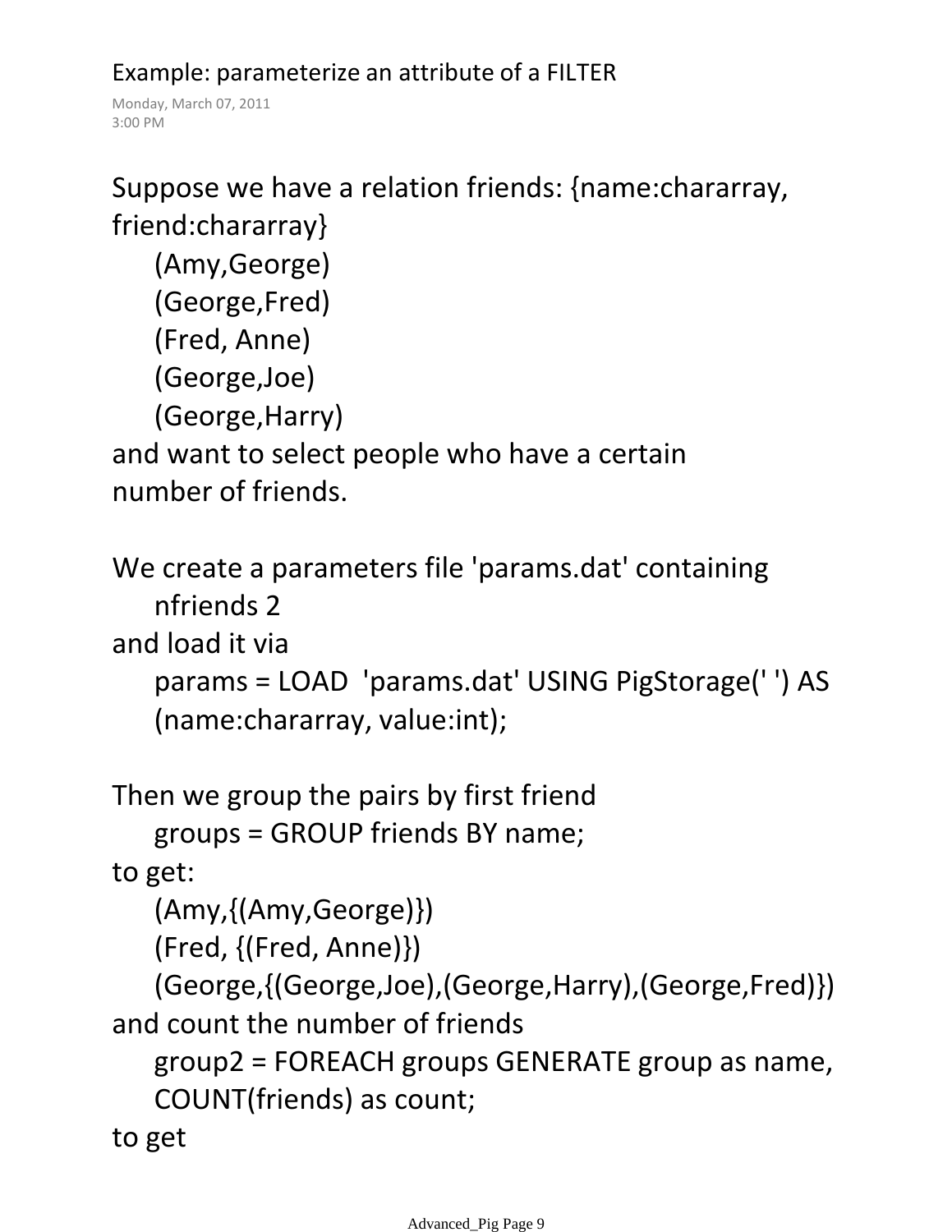# Example: parameterize an attribute of a FILTER

Monday, March 07, 2011
3:00 PM

Suppose we have a relation friends: {name:chararray, friend:chararray}

```
(Amy,George)
(George,Fred)
(Fred, Anne)
(George,Joe)
(George,Harry)
```

and want to select people who have a certain number of friends.

We create a parameters file 'params.dat' containing

```
nfriends 2
```

and load it via

```
params = LOAD  'params.dat' USING PigStorage(' ') AS
(name:chararray, value:int);
```

Then we group the pairs by first friend

```
groups = GROUP friends BY name;
```

to get:

```
(Amy,{(Amy,George)})
(Fred, {(Fred, Anne)})
(George,{(George,Joe),(George,Harry),(George,Fred)})
```

and count the number of friends

```
group2 = FOREACH groups GENERATE group as name,
COUNT(friends) as count;
```

to get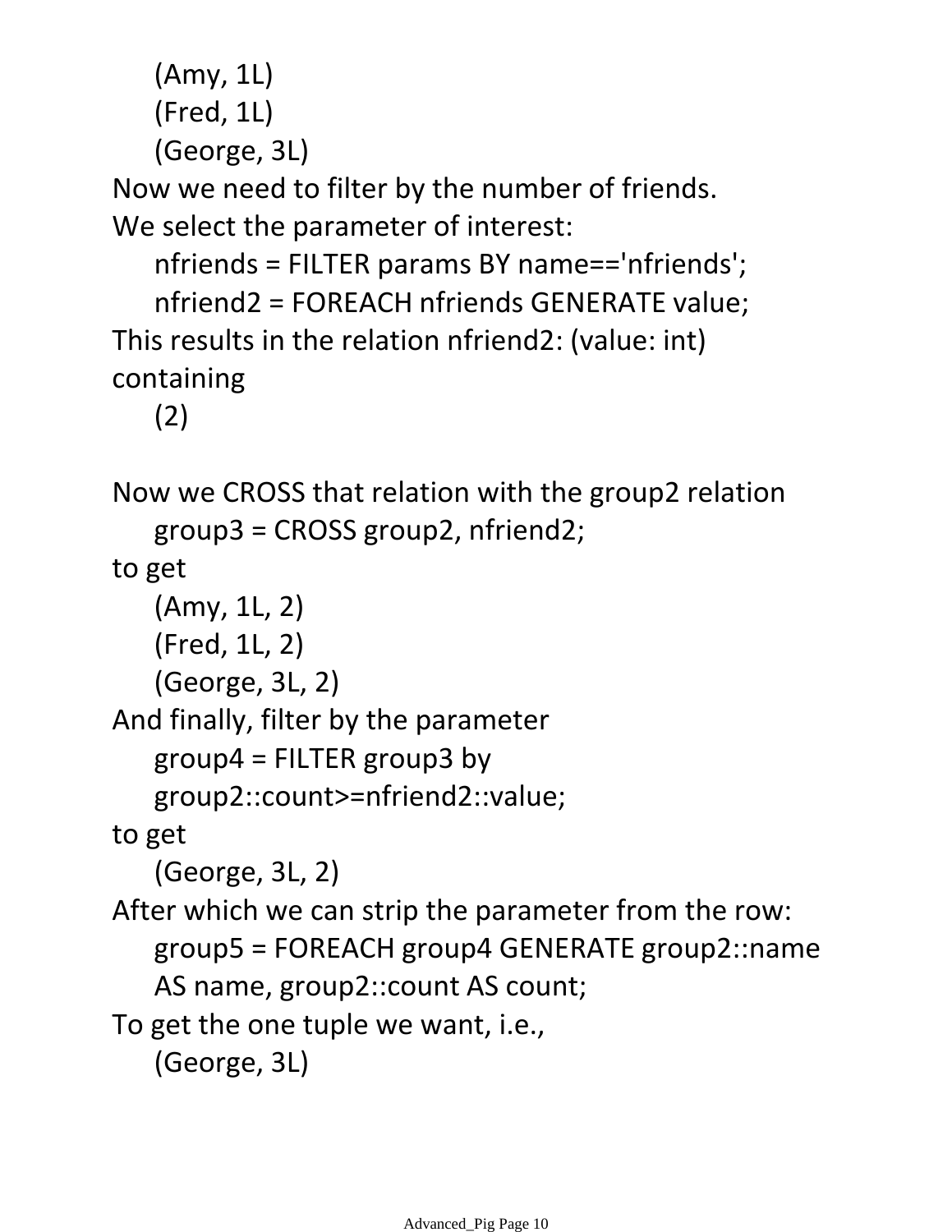```
(Amy, 1L)
(Fred, 1L)
(George, 3L)
```

Now we need to filter by the number of friends.
We select the parameter of interest:

```
nfriends = FILTER params BY name=='nfriends';
nfriend2 = FOREACH nfriends GENERATE value;
```

This results in the relation nfriend2: (value: int) containing

```
(2)
```

Now we CROSS that relation with the group2 relation

```
group3 = CROSS group2, nfriend2;
```

to get

```
(Amy, 1L, 2)
(Fred, 1L, 2)
(George, 3L, 2)
```

And finally, filter by the parameter

```
group4 = FILTER group3 by
group2::count>=nfriend2::value;
```

to get

```
(George, 3L, 2)
```

After which we can strip the parameter from the row:

```
group5 = FOREACH group4 GENERATE group2::name
AS name, group2::count AS count;
```

To get the one tuple we want, i.e.,

```
(George, 3L)
```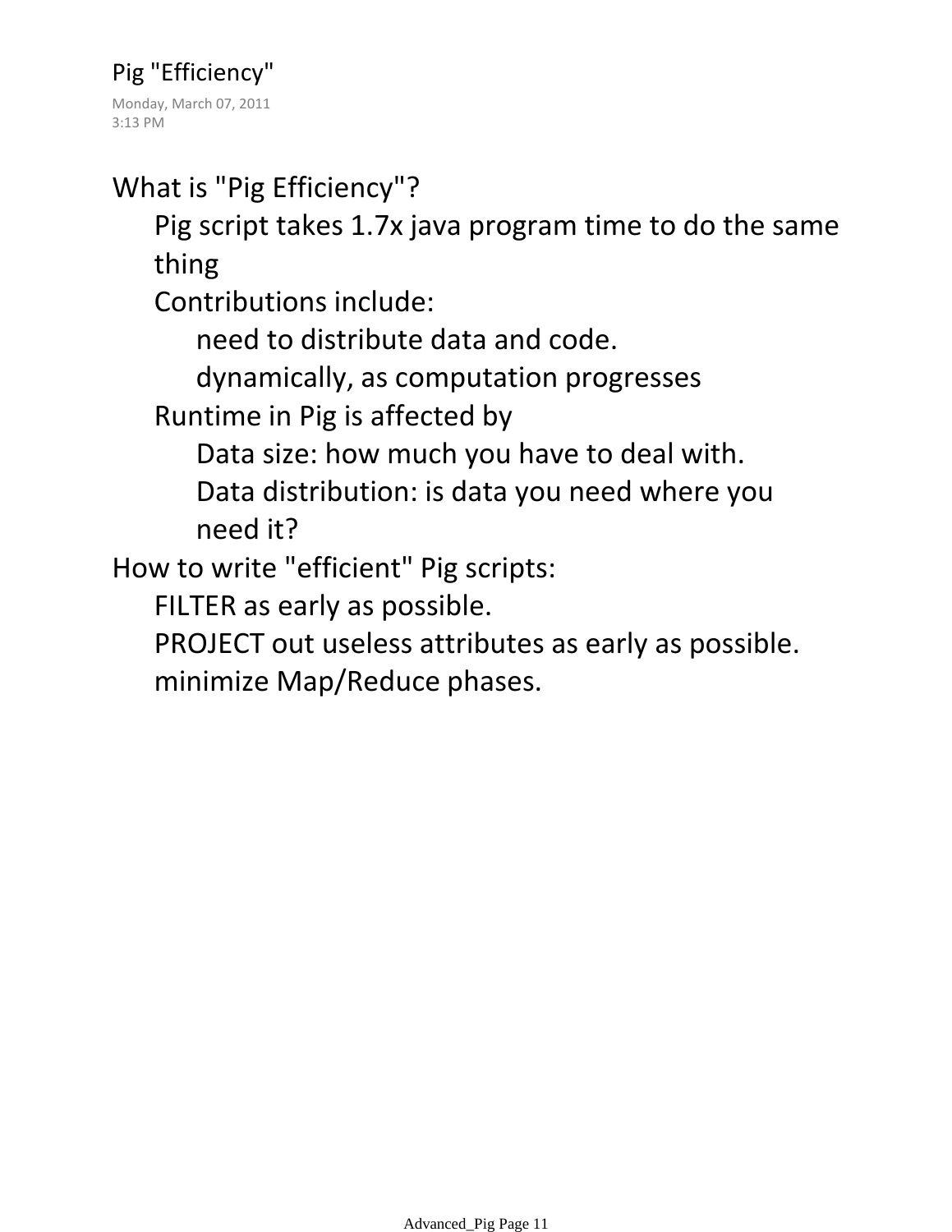# Pig "Efficiency"

Monday, March 07, 2011
3:13 PM

What is "Pig Efficiency"?

- Pig script takes 1.7x java program time to do the same thing
- Contributions include:
  - need to distribute data and code.
  - dynamically, as computation progresses
- Runtime in Pig is affected by
  - Data size: how much you have to deal with.
  - Data distribution: is data you need where you need it?

How to write "efficient" Pig scripts:

- FILTER as early as possible.
- PROJECT out useless attributes as early as possible.
- minimize Map/Reduce phases.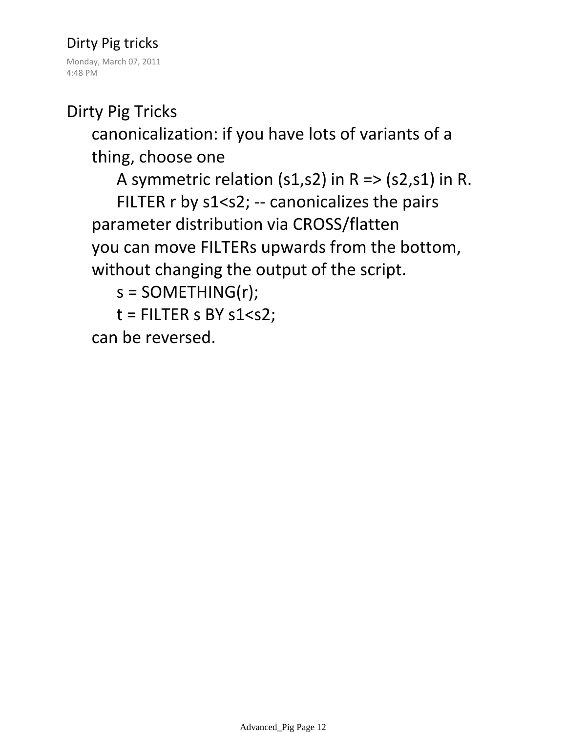# Dirty Pig tricks

Monday, March 07, 2011
4:48 PM

## Dirty Pig Tricks

- canonicalization: if you have lots of variants of a thing, choose one
    - A symmetric relation (s1,s2) in R => (s2,s1) in R.
    - FILTER r by s1<s2; -- canonicalizes the pairs
- parameter distribution via CROSS/flatten
- you can move FILTERs upwards from the bottom, without changing the output of the script.
    - s = SOMETHING(r);
    - t = FILTER s BY s1<s2;
- can be reversed.